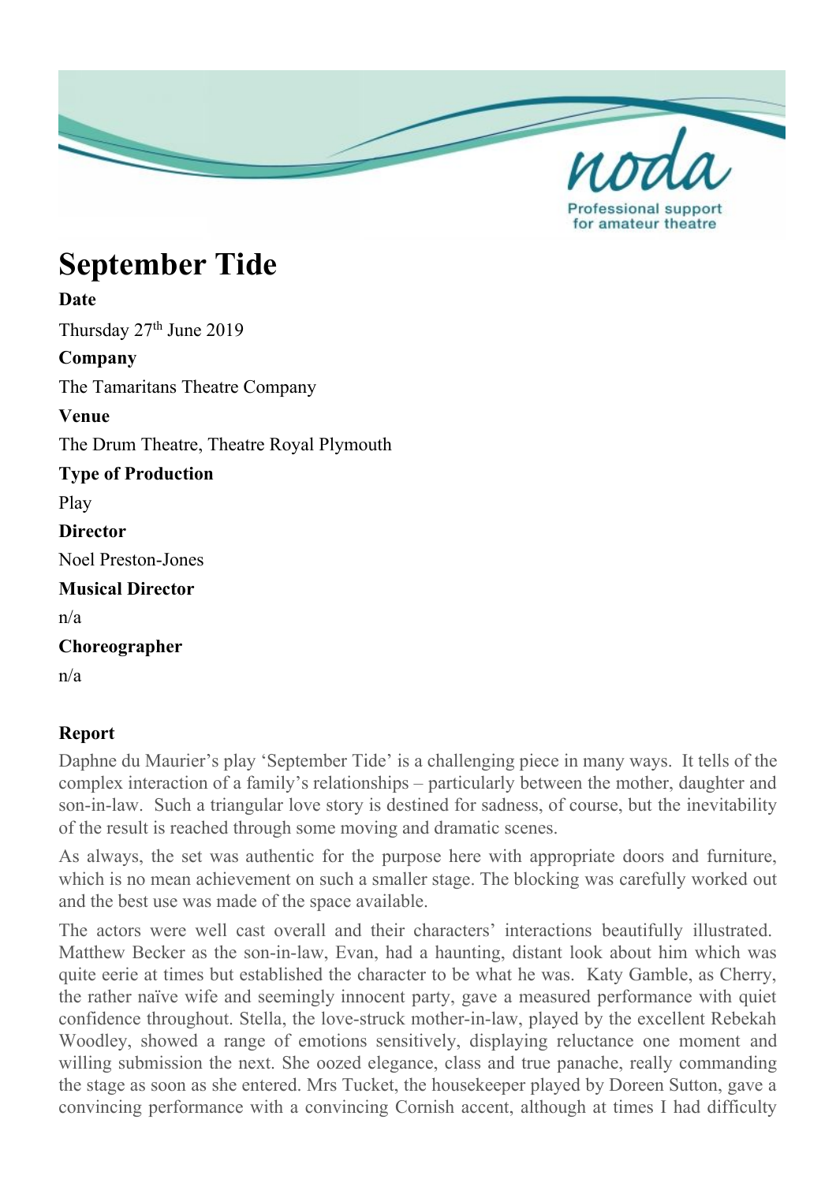# September Tide

**Date**

Thursday 27th June 2019

**Company**

The Tamaritans Theatre Company

**Venue**

The Drum Theatre, Theatre Royal Plymouth

**Type of Production**

Play

**Director**

Noel Preston-Jones

**Musical Director**

n/a

**Choreographer**

n/a

**Report**

Daphne du Maurier's play 'September Tide' is a challenging piece in many ways. It tells of the complex interaction of a family's relationships – particularly between the mother, daughter and son-in-law. Such a triangular love story is destined for sadness, of course, but the inevitability of the result is reached through some moving and dramatic scenes.

As always, the set was authentic for the purpose here with appropriate doors and furniture, which is no mean achievement on such a smaller stage. The blocking was carefully worked out and the best use was made of the space available.

The actors were well cast overall and their characters' interactions beautifully illustrated. Matthew Becker as the son-in-law, Evan, had a haunting, distant look about him which was quite eerie at times but established the character to be what he was. Katy Gamble, as Cherry, the rather naïve wife and seemingly innocent party, gave a measured performance with quiet confidence throughout. Stella, the love-struck mother-in-law, played by the excellent Rebekah Woodley, showed a range of emotions sensitively, displaying reluctance one moment and willing submission the next. She oozed elegance, class and true panache, really commanding the stage as soon as she entered. Mrs Tucket, the housekeeper played by Doreen Sutton, gave a convincing performance with a convincing Cornish accent, although at times I had difficulty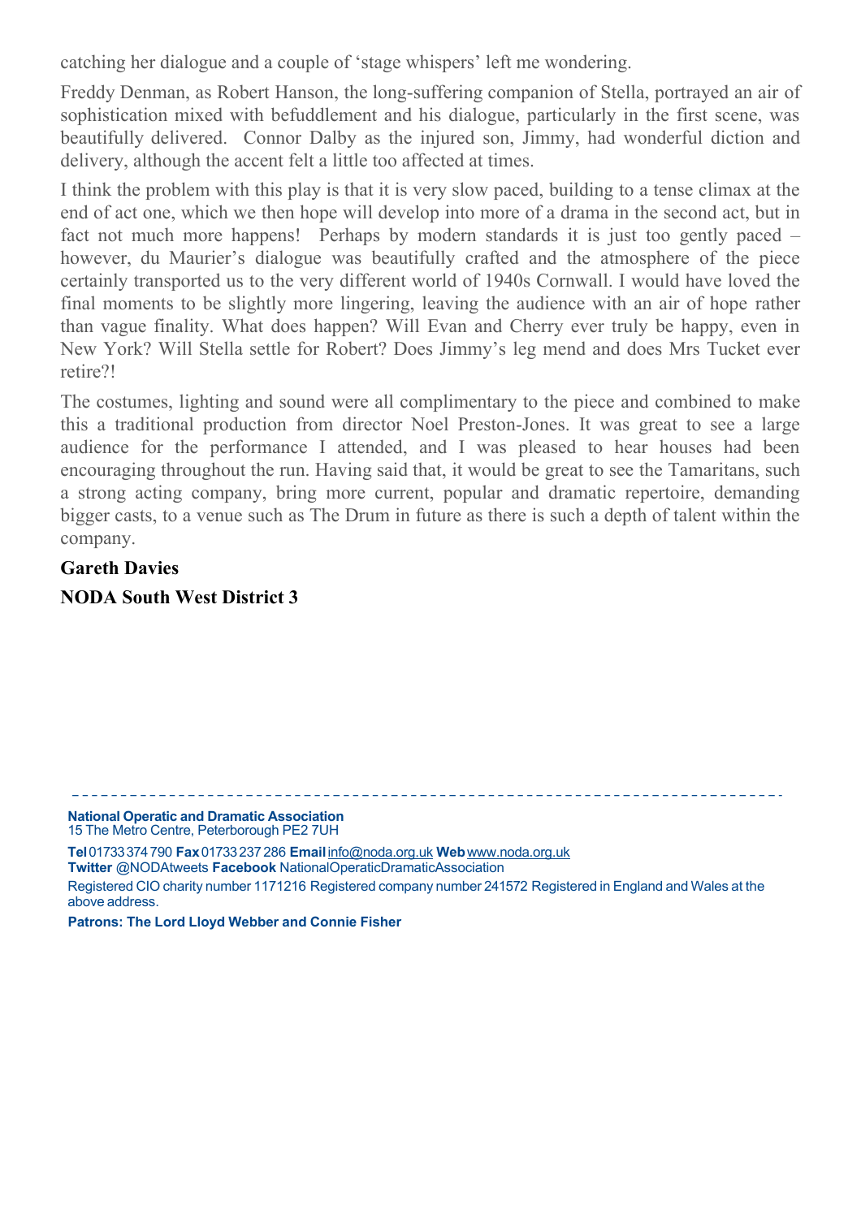catching her dialogue and a couple of 'stage whispers' left me wondering.

Freddy Denman, as Robert Hanson, the long-suffering companion of Stella, portrayed an air of sophistication mixed with befuddlement and his dialogue, particularly in the first scene, was beautifully delivered. Connor Dalby as the injured son, Jimmy, had wonderful diction and delivery, although the accent felt a little too affected at times.

I think the problem with this play is that it is very slow paced, building to a tense climax at the end of act one, which we then hope will develop into more of a drama in the second act, but in fact not much more happens! Perhaps by modern standards it is just too gently paced – however, du Maurier's dialogue was beautifully crafted and the atmosphere of the piece certainly transported us to the very different world of 1940s Cornwall. I would have loved the final moments to be slightly more lingering, leaving the audience with an air of hope rather than vague finality. What does happen? Will Evan and Cherry ever truly be happy, even in New York? Will Stella settle for Robert? Does Jimmy's leg mend and does Mrs Tucket ever retire?!

The costumes, lighting and sound were all complimentary to the piece and combined to make this a traditional production from director Noel Preston-Jones. It was great to see a large audience for the performance I attended, and I was pleased to hear houses had been encouraging throughout the run. Having said that, it would be great to see the Tamaritans, such a strong acting company, bring more current, popular and dramatic repertoire, demanding bigger casts, to a venue such as The Drum in future as there is such a depth of talent within the company.

**Gareth Davies**

**NODA South West District 3**

---

**National Operatic and Dramatic Association**
15 The Metro Centre, Peterborough PE2 7UH

**Tel** 01733 374 790 **Fax** 01733 237 286 **Email** info@noda.org.uk **Web** www.noda.org.uk
**Twitter** @NODAtweets **Facebook** NationalOperaticDramaticAssociation

Registered CIO charity number 1171216 Registered company number 241572 Registered in England and Wales at the above address.

**Patrons: The Lord Lloyd Webber and Connie Fisher**